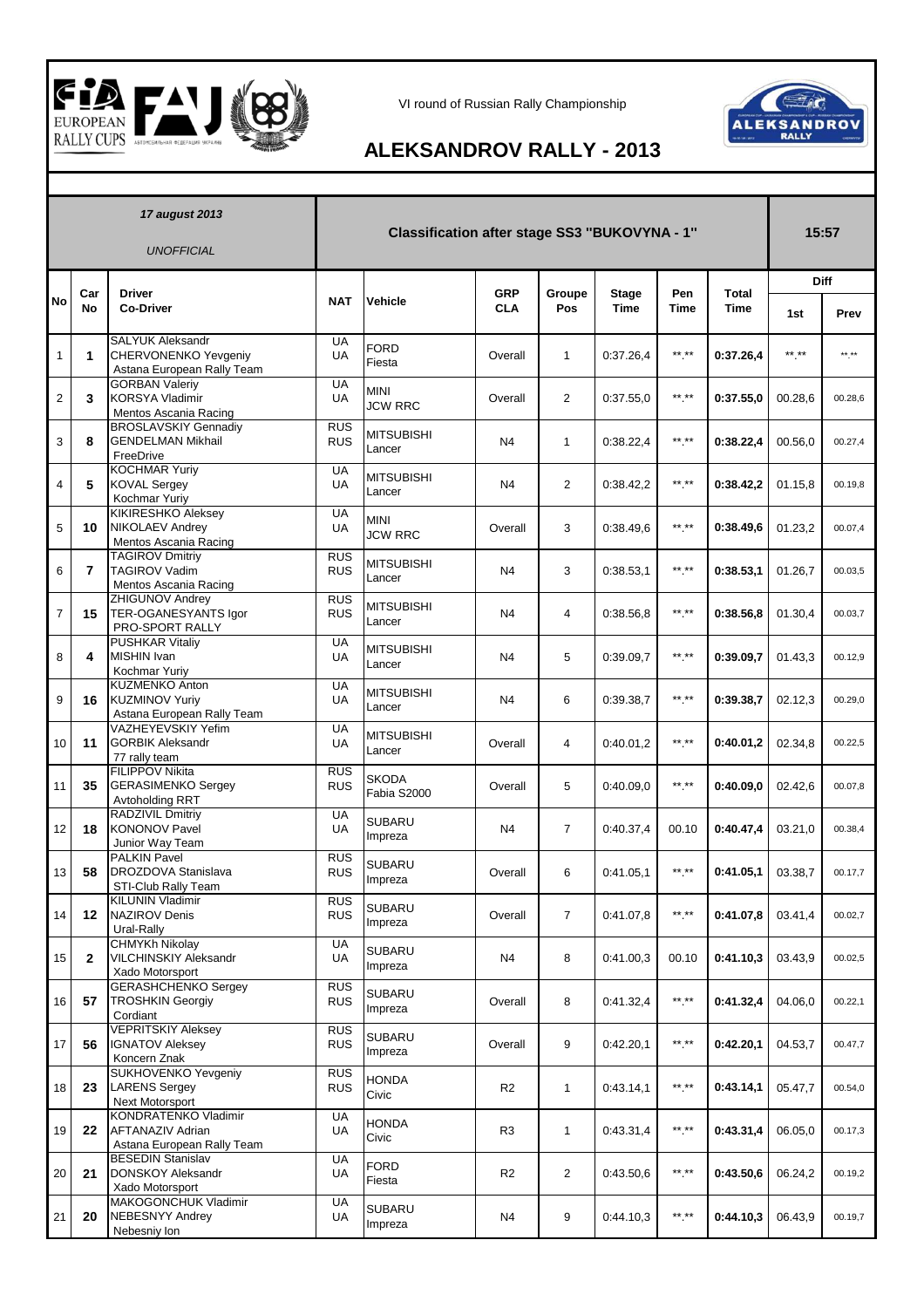VI round of Russian Rally Championship

# ALEKSANDROV RALLY - 2013

*17 august 2013*

*UNOFFICIAL*

**Classification after stage SS3 "BUKOVYNA - 1"**

**15:57**

| No | Car No | Driver / Co-Driver | NAT | Vehicle | GRP CLA | Groupe Pos | Stage Time | Pen Time | Total Time | Diff 1st | Diff Prev |
|---|---|---|---|---|---|---|---|---|---|---|---|
| 1 | **1** | SALYUK Aleksandr<br>CHERVONENKO Yevgeniy<br>Astana European Rally Team | UA<br>UA | FORD<br>Fiesta | Overall | 1 | 0:37.26,4 | **.** | **0:37.26,4** | **.** | **.** |
| 2 | **3** | GORBAN Valeriy<br>KORSYA Vladimir<br>Mentos Ascania Racing | UA<br>UA | MINI<br>JCW RRC | Overall | 2 | 0:37.55,0 | **.** | **0:37.55,0** | 00.28,6 | 00.28,6 |
| 3 | **8** | BROSLAVSKIY Gennadiy<br>GENDELMAN Mikhail<br>FreeDrive | RUS<br>RUS | MITSUBISHI<br>Lancer | N4 | 1 | 0:38.22,4 | **.** | **0:38.22,4** | 00.56,0 | 00.27,4 |
| 4 | **5** | KOCHMAR Yuriy<br>KOVAL Sergey<br>Kochmar Yuriy | UA<br>UA | MITSUBISHI<br>Lancer | N4 | 2 | 0:38.42,2 | **.** | **0:38.42,2** | 01.15,8 | 00.19,8 |
| 5 | **10** | KIKIRESHKO Aleksey<br>NIKOLAEV Andrey<br>Mentos Ascania Racing | UA<br>UA | MINI<br>JCW RRC | Overall | 3 | 0:38.49,6 | **.** | **0:38.49,6** | 01.23,2 | 00.07,4 |
| 6 | **7** | TAGIROV Dmitriy<br>TAGIROV Vadim<br>Mentos Ascania Racing | RUS<br>RUS | MITSUBISHI<br>Lancer | N4 | 3 | 0:38.53,1 | **.** | **0:38.53,1** | 01.26,7 | 00.03,5 |
| 7 | **15** | ZHIGUNOV Andrey<br>TER-OGANESYANTS Igor<br>PRO-SPORT RALLY | RUS<br>RUS | MITSUBISHI<br>Lancer | N4 | 4 | 0:38.56,8 | **.** | **0:38.56,8** | 01.30,4 | 00.03,7 |
| 8 | **4** | PUSHKAR Vitaliy<br>MISHIN Ivan<br>Kochmar Yuriy | UA<br>UA | MITSUBISHI<br>Lancer | N4 | 5 | 0:39.09,7 | **.** | **0:39.09,7** | 01.43,3 | 00.12,9 |
| 9 | **16** | KUZMENKO Anton<br>KUZMINOV Yuriy<br>Astana European Rally Team | UA<br>UA | MITSUBISHI<br>Lancer | N4 | 6 | 0:39.38,7 | **.** | **0:39.38,7** | 02.12,3 | 00.29,0 |
| 10 | **11** | VAZHEYEVSKIY Yefim<br>GORBIK Aleksandr<br>77 rally team | UA<br>UA | MITSUBISHI<br>Lancer | Overall | 4 | 0:40.01,2 | **.** | **0:40.01,2** | 02.34,8 | 00.22,5 |
| 11 | **35** | FILIPPOV Nikita<br>GERASIMENKO Sergey<br>Avtoholding RRT | RUS<br>RUS | SKODA<br>Fabia S2000 | Overall | 5 | 0:40.09,0 | **.** | **0:40.09,0** | 02.42,6 | 00.07,8 |
| 12 | **18** | RADZIVIL Dmitriy<br>KONONOV Pavel<br>Junior Way Team | UA<br>UA | SUBARU<br>Impreza | N4 | 7 | 0:40.37,4 | 00.10 | **0:40.47,4** | 03.21,0 | 00.38,4 |
| 13 | **58** | PALKIN Pavel<br>DROZDOVA Stanislava<br>STI-Club Rally Team | RUS<br>RUS | SUBARU<br>Impreza | Overall | 6 | 0:41.05,1 | **.** | **0:41.05,1** | 03.38,7 | 00.17,7 |
| 14 | **12** | KILUNIN Vladimir<br>NAZIROV Denis<br>Ural-Rally | RUS<br>RUS | SUBARU<br>Impreza | Overall | 7 | 0:41.07,8 | **.** | **0:41.07,8** | 03.41,4 | 00.02,7 |
| 15 | **2** | CHMYKh Nikolay<br>VILCHINSKIY Aleksandr<br>Xado Motorsport | UA<br>UA | SUBARU<br>Impreza | N4 | 8 | 0:41.00,3 | 00.10 | **0:41.10,3** | 03.43,9 | 00.02,5 |
| 16 | **57** | GERASHCHENKO Sergey<br>TROSHKIN Georgiy<br>Cordiant | RUS<br>RUS | SUBARU<br>Impreza | Overall | 8 | 0:41.32,4 | **.** | **0:41.32,4** | 04.06,0 | 00.22,1 |
| 17 | **56** | VEPRITSKIY Aleksey<br>IGNATOV Aleksey<br>Koncern Znak | RUS<br>RUS | SUBARU<br>Impreza | Overall | 9 | 0:42.20,1 | **.** | **0:42.20,1** | 04.53,7 | 00.47,7 |
| 18 | **23** | SUKHOVENKO Yevgeniy<br>LARENS Sergey<br>Next Motorsport | RUS<br>RUS | HONDA<br>Civic | R2 | 1 | 0:43.14,1 | **.** | **0:43.14,1** | 05.47,7 | 00.54,0 |
| 19 | **22** | KONDRATENKO Vladimir<br>AFTANAZIV Adrian<br>Astana European Rally Team | UA<br>UA | HONDA<br>Civic | R3 | 1 | 0:43.31,4 | **.** | **0:43.31,4** | 06.05,0 | 00.17,3 |
| 20 | **21** | BESEDIN Stanislav<br>DONSKOY Aleksandr<br>Xado Motorsport | UA<br>UA | FORD<br>Fiesta | R2 | 2 | 0:43.50,6 | **.** | **0:43.50,6** | 06.24,2 | 00.19,2 |
| 21 | **20** | MAKOGONCHUK Vladimir<br>NEBESNYY Andrey<br>Nebesniy Ion | UA<br>UA | SUBARU<br>Impreza | N4 | 9 | 0:44.10,3 | **.** | **0:44.10,3** | 06.43,9 | 00.19,7 |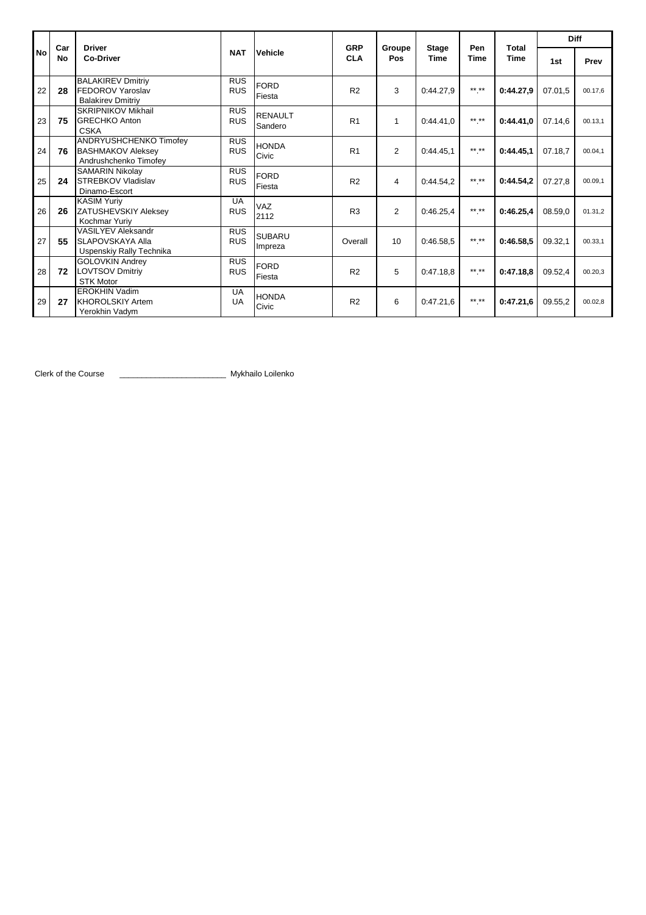| No | Car No | Driver<br>Co-Driver | NAT | Vehicle | GRP CLA | Groupe Pos | Stage Time | Pen Time | Total Time | Diff | |
|---|---|---|---|---|---|---|---|---|---|---|---|
| | | | | | | | | | | 1st | Prev |
| 22 | **28** | BALAKIREV Dmitriy<br>FEDOROV Yaroslav<br>Balakirev Dmitriy | RUS<br>RUS | FORD<br>Fiesta | R2 | 3 | 0:44.27,9 | \*\*.\*\* | **0:44.27,9** | 07.01,5 | 00.17,6 |
| 23 | **75** | SKRIPNIKOV Mikhail<br>GRECHKO Anton<br>CSKA | RUS<br>RUS | RENAULT<br>Sandero | R1 | 1 | 0:44.41,0 | \*\*.\*\* | **0:44.41,0** | 07.14,6 | 00.13,1 |
| 24 | **76** | ANDRYUSHCHENKO Timofey<br>BASHMAKOV Aleksey<br>Andrushchenko Timofey | RUS<br>RUS | HONDA<br>Civic | R1 | 2 | 0:44.45,1 | \*\*.\*\* | **0:44.45,1** | 07.18,7 | 00.04,1 |
| 25 | **24** | SAMARIN Nikolay<br>STREBKOV Vladislav<br>Dinamo-Escort | RUS<br>RUS | FORD<br>Fiesta | R2 | 4 | 0:44.54,2 | \*\*.\*\* | **0:44.54,2** | 07.27,8 | 00.09,1 |
| 26 | **26** | KASIM Yuriy<br>ZATUSHEVSKIY Aleksey<br>Kochmar Yuriy | UA<br>RUS | VAZ<br>2112 | R3 | 2 | 0:46.25,4 | \*\*.\*\* | **0:46.25,4** | 08.59,0 | 01.31,2 |
| 27 | **55** | VASILYEV Aleksandr<br>SLAPOVSKAYA Alla<br>Uspenskiy Rally Technika | RUS<br>RUS | SUBARU<br>Impreza | Overall | 10 | 0:46.58,5 | \*\*.\*\* | **0:46.58,5** | 09.32,1 | 00.33,1 |
| 28 | **72** | GOLOVKIN Andrey<br>LOVTSOV Dmitriy<br>STK Motor | RUS<br>RUS | FORD<br>Fiesta | R2 | 5 | 0:47.18,8 | \*\*.\*\* | **0:47.18,8** | 09.52,4 | 00.20,3 |
| 29 | **27** | EROKHIN Vadim<br>KHOROLSKIY Artem<br>Yerokhin Vadym | UA<br>UA | HONDA<br>Civic | R2 | 6 | 0:47.21,6 | \*\*.\*\* | **0:47.21,6** | 09.55,2 | 00.02,8 |

Clerk of the Course ________________________ Mykhailo Loilenko